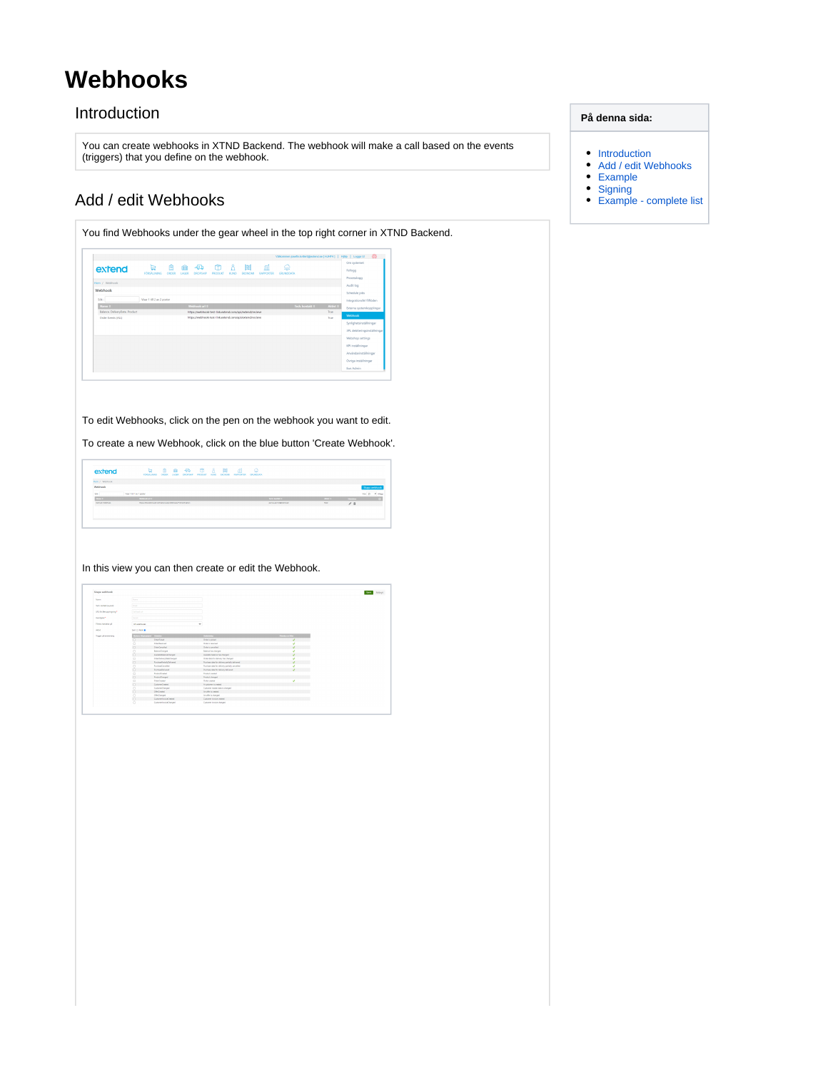# Webhooks

## Introduction

You can create webhooks in XTND Backend. The webhook will make a call based on the events (triggers) that you define on the webhook.

## Add / edit Webhooks

You find Webhooks under the gear wheel in the top right corner in XTND Backend.

To edit Webhooks, click on the pen on the webhook you want to edit.

To create a new Webhook, click on the blue button 'Create Webhook'.

In this view you can then create or edit the Webhook.

**På denna sida:**

- Introduction
- Add / edit Webhooks
- Example
- Signing
- Example - complete list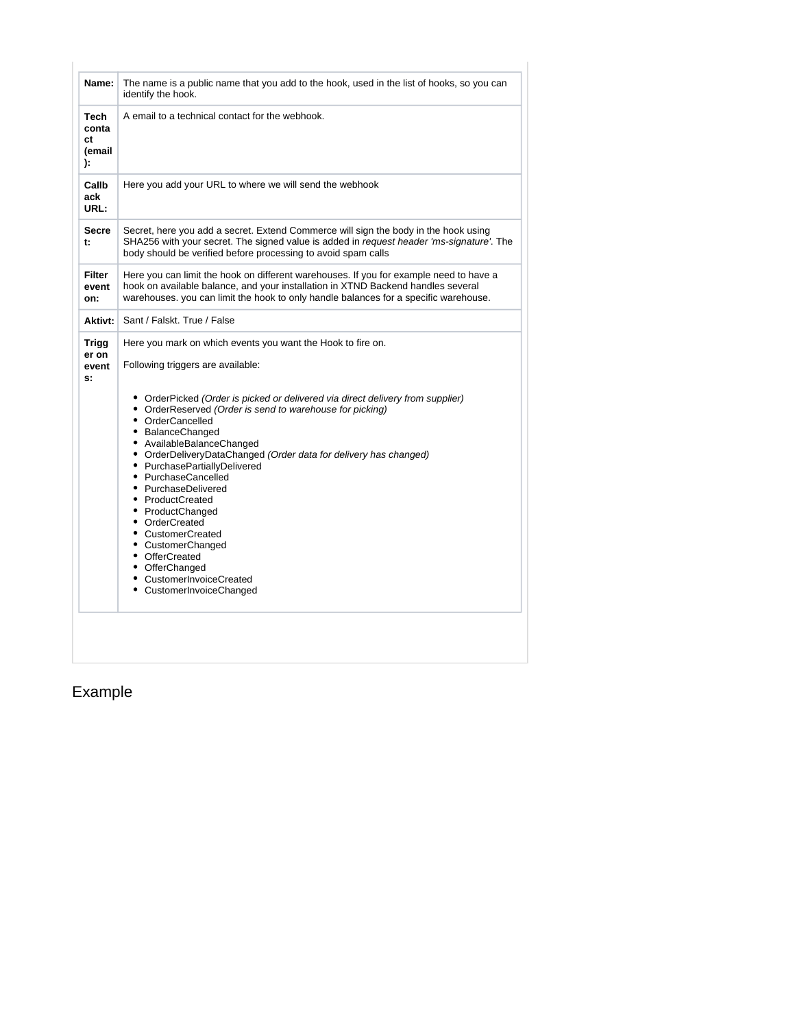| Name: | The name is a public name that you add to the hook, used in the list of hooks, so you can identify the hook. |
|---|---|
| Tech contact (email): | A email to a technical contact for the webhook. |
| Callback URL: | Here you add your URL to where we will send the webhook |
| Secret: | Secret, here you add a secret. Extend Commerce will sign the body in the hook using SHA256 with your secret. The signed value is added in *request header 'ms-signature'*. The body should be verified before processing to avoid spam calls |
| Filter event on: | Here you can limit the hook on different warehouses. If you for example need to have a hook on available balance, and your installation in XTND Backend handles several warehouses. you can limit the hook to only handle balances for a specific warehouse. |
| Aktivt: | Sant / Falskt. True / False |
| Trigger on events: | Here you mark on which events you want the Hook to fire on.<br><br>Following triggers are available:<br><br>• OrderPicked *(Order is picked or delivered via direct delivery from supplier)*<br>• OrderReserved *(Order is send to warehouse for picking)*<br>• OrderCancelled<br>• BalanceChanged<br>• AvailableBalanceChanged<br>• OrderDeliveryDataChanged *(Order data for delivery has changed)*<br>• PurchasePartiallyDelivered<br>• PurchaseCancelled<br>• PurchaseDelivered<br>• ProductCreated<br>• ProductChanged<br>• OrderCreated<br>• CustomerCreated<br>• CustomerChanged<br>• OfferCreated<br>• OfferChanged<br>• CustomerInvoiceCreated<br>• CustomerInvoiceChanged |

## Example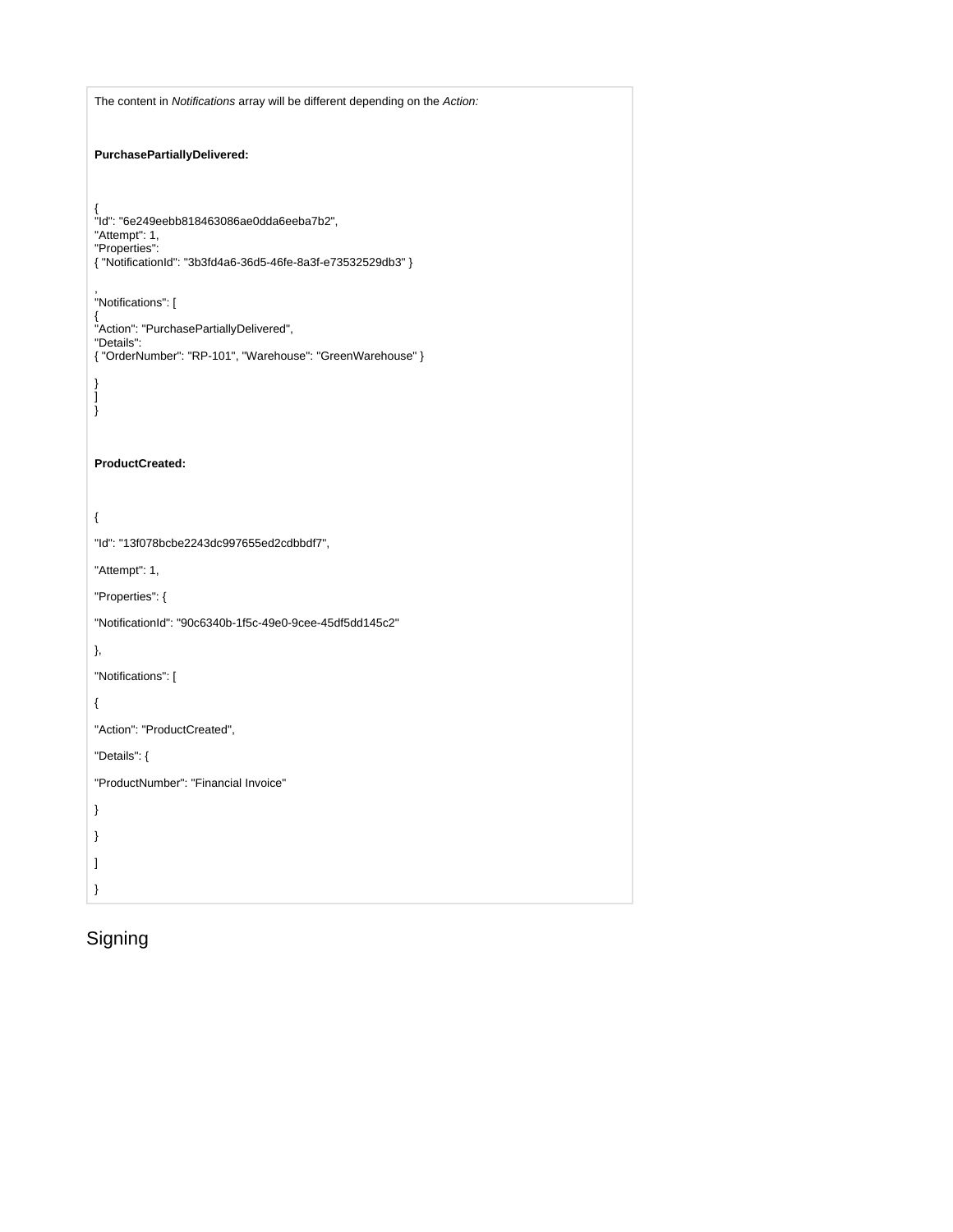The content in *Notifications* array will be different depending on the *Action:*

**PurchasePartiallyDelivered:**

```
{
"Id": "6e249eebb818463086ae0dda6eeba7b2",
"Attempt": 1,
"Properties":
{ "NotificationId": "3b3fd4a6-36d5-46fe-8a3f-e73532529db3" }

,
"Notifications": [
{
"Action": "PurchasePartiallyDelivered",
"Details":
{ "OrderNumber": "RP-101", "Warehouse": "GreenWarehouse" }

}
]
}
```

**ProductCreated:**

```
{

"Id": "13f078bcbe2243dc997655ed2cdbbdf7",

"Attempt": 1,

"Properties": {

"NotificationId": "90c6340b-1f5c-49e0-9cee-45df5dd145c2"

},

"Notifications": [

{

"Action": "ProductCreated",

"Details": {

"ProductNumber": "Financial Invoice"

}

}

]

}
```

## Signing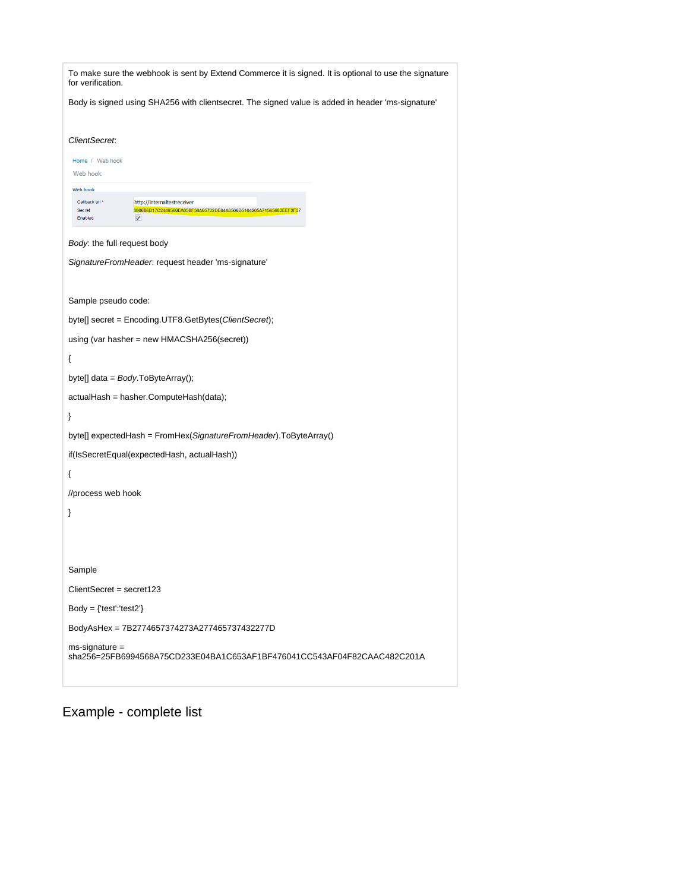To make sure the webhook is sent by Extend Commerce it is signed. It is optional to use the signature for verification.

Body is signed using SHA256 with clientsecret. The signed value is added in header 'ms-signature'

*ClientSecret*:

Home / Web hook

Web hook

**Web hook**

| | |
|---|---|
| Callback url * | http://internaltestreceiver |
| Secret | 3006B6D17C2449569EA05BF58A95722DE04A8509D5104205A71565682EEF2F27 |
| Enabled | ☑ |

*Body*: the full request body

*SignatureFromHeader*: request header 'ms-signature'

Sample pseudo code:

```
byte[] secret = Encoding.UTF8.GetBytes(ClientSecret);

using (var hasher = new HMACSHA256(secret))

{

byte[] data = Body.ToByteArray();

actualHash = hasher.ComputeHash(data);

}

byte[] expectedHash = FromHex(SignatureFromHeader).ToByteArray()

if(IsSecretEqual(expectedHash, actualHash))

{

//process web hook

}
```

Sample

ClientSecret = secret123

Body = {'test':'test2'}

BodyAsHex = 7B2774657374273A277465737432277D

ms-signature = sha256=25FB6994568A75CD233E04BA1C653AF1BF476041CC543AF04F82CAAC482C201A

## Example - complete list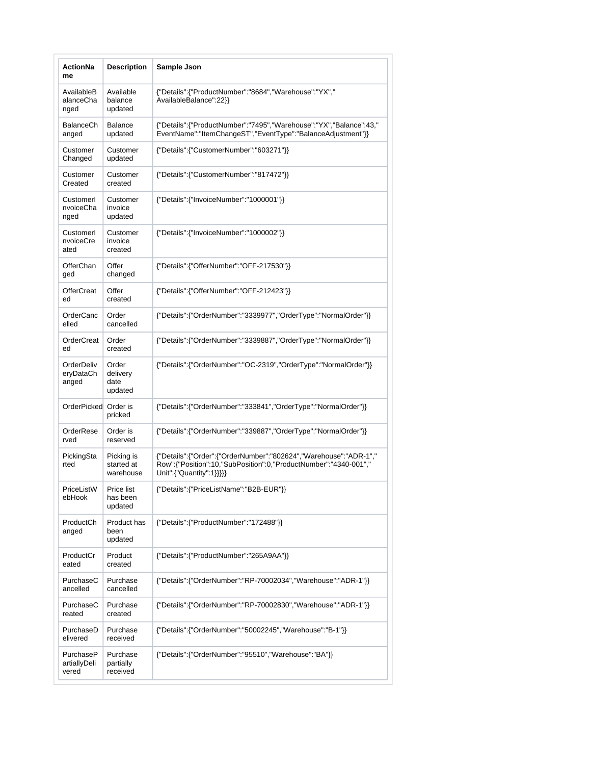| ActionName | Description | Sample Json |
| --- | --- | --- |
| AvailableBalanceChanged | Available balance updated | {"Details":{"ProductNumber":"8684","Warehouse":"YX","AvailableBalance":22}} |
| BalanceChanged | Balance updated | {"Details":{"ProductNumber":"7495","Warehouse":"YX","Balance":43,"EventName":"ItemChangeST","EventType":"BalanceAdjustment"}} |
| Customer Changed | Customer updated | {"Details":{"CustomerNumber":"603271"}} |
| Customer Created | Customer created | {"Details":{"CustomerNumber":"817472"}} |
| CustomerInvoiceChanged | Customer invoice updated | {"Details":{"InvoiceNumber":"1000001"}} |
| CustomerInvoiceCreated | Customer invoice created | {"Details":{"InvoiceNumber":"1000002"}} |
| OfferChanged | Offer changed | {"Details":{"OfferNumber":"OFF-217530"}} |
| OfferCreated | Offer created | {"Details":{"OfferNumber":"OFF-212423"}} |
| OrderCancelled | Order cancelled | {"Details":{"OrderNumber":"3339977","OrderType":"NormalOrder"}} |
| OrderCreated | Order created | {"Details":{"OrderNumber":"3339887","OrderType":"NormalOrder"}} |
| OrderDeliveryDataChanged | Order delivery date updated | {"Details":{"OrderNumber":"OC-2319","OrderType":"NormalOrder"}} |
| OrderPicked | Order is pricked | {"Details":{"OrderNumber":"333841","OrderType":"NormalOrder"}} |
| OrderReserved | Order is reserved | {"Details":{"OrderNumber":"339887","OrderType":"NormalOrder"}} |
| PickingStarted | Picking is started at warehouse | {"Details":{"Order":{"OrderNumber":"802624","Warehouse":"ADR-1","Row":{"Position":10,"SubPosition":0,"ProductNumber":"4340-001","Unit":{"Quantity":1}}}}} |
| PriceListWebHook | Price list has been updated | {"Details":{"PriceListName":"B2B-EUR"}} |
| ProductChanged | Product has been updated | {"Details":{"ProductNumber":"172488"}} |
| ProductCreated | Product created | {"Details":{"ProductNumber":"265A9AA"}} |
| PurchaseCancelled | Purchase cancelled | {"Details":{"OrderNumber":"RP-70002034","Warehouse":"ADR-1"}} |
| PurchaseCreated | Purchase created | {"Details":{"OrderNumber":"RP-70002830","Warehouse":"ADR-1"}} |
| PurchaseDelivered | Purchase received | {"Details":{"OrderNumber":"50002245","Warehouse":"B-1"}} |
| PurchasePartiallyDelivered | Purchase partially received | {"Details":{"OrderNumber":"95510","Warehouse":"BA"}} |